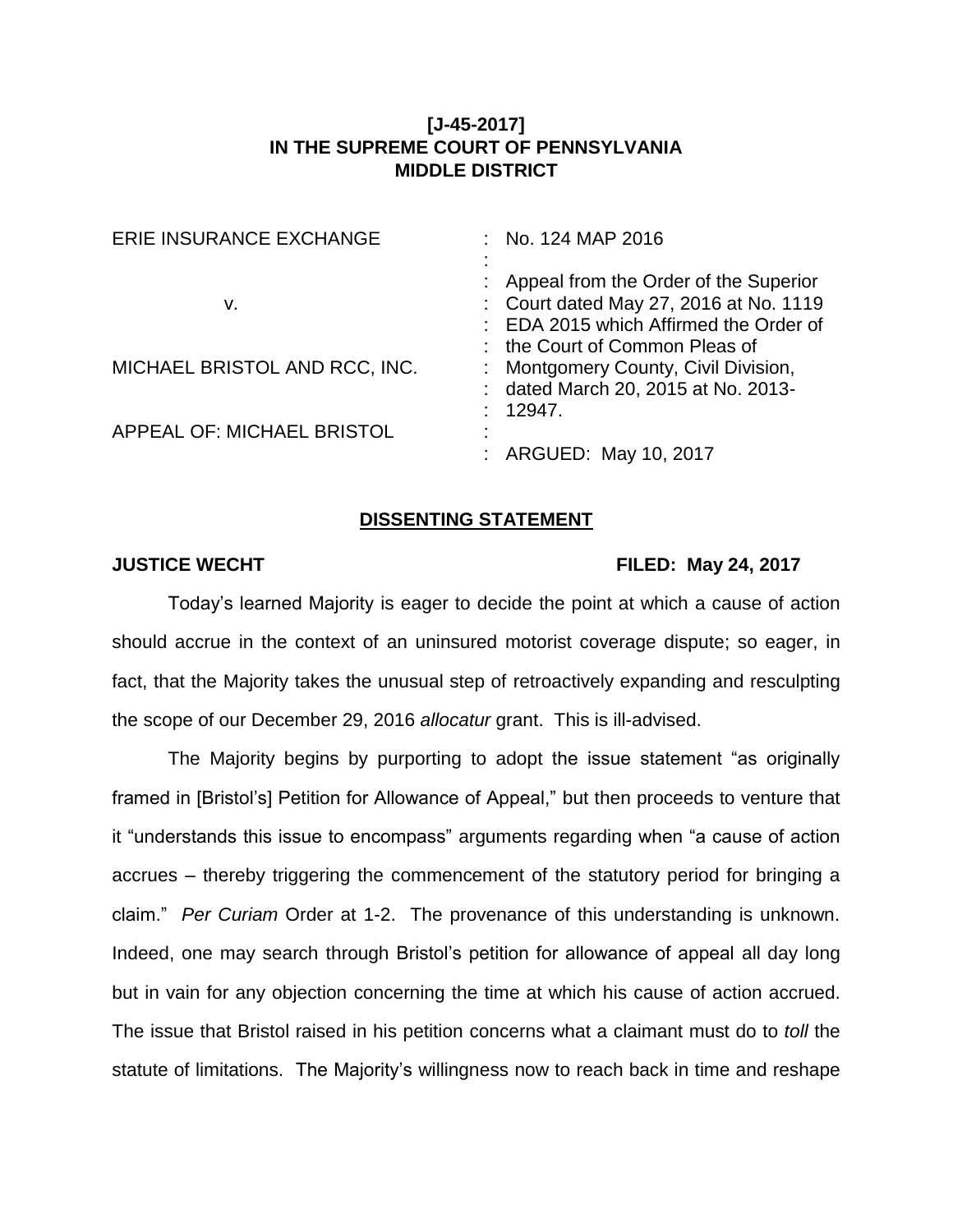**[J-45-2017]**
**IN THE SUPREME COURT OF PENNSYLVANIA**
**MIDDLE DISTRICT**

| | |
|---|---|
| ERIE INSURANCE EXCHANGE<br><br>v.<br><br>MICHAEL BRISTOL AND RCC, INC.<br><br>APPEAL OF: MICHAEL BRISTOL | No. 124 MAP 2016<br><br>Appeal from the Order of the Superior Court dated May 27, 2016 at No. 1119 EDA 2015 which Affirmed the Order of the Court of Common Pleas of Montgomery County, Civil Division, dated March 20, 2015 at No. 2013-12947.<br><br>ARGUED: May 10, 2017 |

**DISSENTING STATEMENT**

**JUSTICE WECHT** **FILED: May 24, 2017**

Today's learned Majority is eager to decide the point at which a cause of action should accrue in the context of an uninsured motorist coverage dispute; so eager, in fact, that the Majority takes the unusual step of retroactively expanding and resculpting the scope of our December 29, 2016 *allocatur* grant. This is ill-advised.

The Majority begins by purporting to adopt the issue statement "as originally framed in [Bristol's] Petition for Allowance of Appeal," but then proceeds to venture that it "understands this issue to encompass" arguments regarding when "a cause of action accrues – thereby triggering the commencement of the statutory period for bringing a claim." *Per Curiam* Order at 1-2. The provenance of this understanding is unknown. Indeed, one may search through Bristol's petition for allowance of appeal all day long but in vain for any objection concerning the time at which his cause of action accrued. The issue that Bristol raised in his petition concerns what a claimant must do to *toll* the statute of limitations. The Majority's willingness now to reach back in time and reshape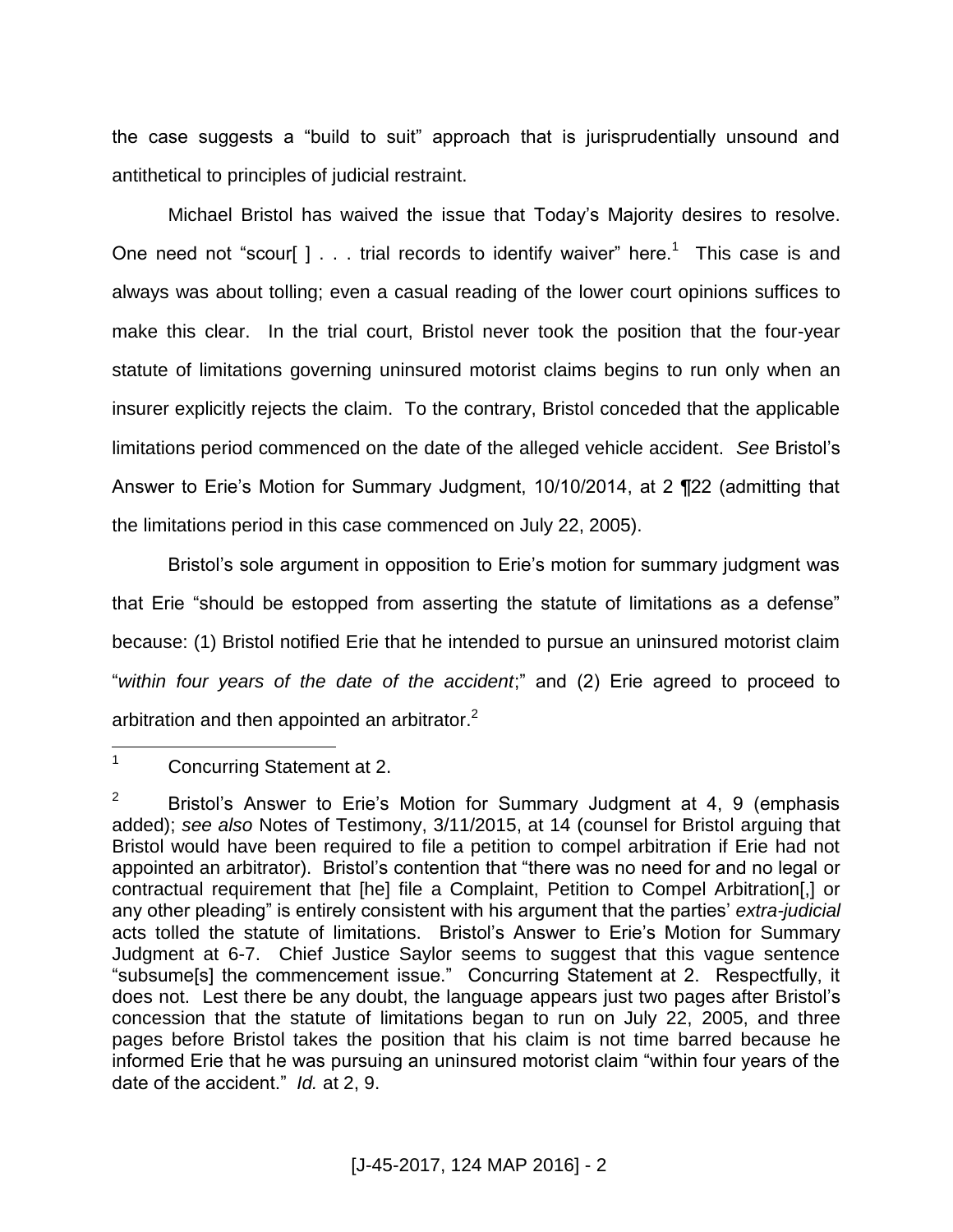the case suggests a "build to suit" approach that is jurisprudentially unsound and antithetical to principles of judicial restraint.

Michael Bristol has waived the issue that Today's Majority desires to resolve. One need not "scour[ ] . . . trial records to identify waiver" here.[1] This case is and always was about tolling; even a casual reading of the lower court opinions suffices to make this clear. In the trial court, Bristol never took the position that the four-year statute of limitations governing uninsured motorist claims begins to run only when an insurer explicitly rejects the claim. To the contrary, Bristol conceded that the applicable limitations period commenced on the date of the alleged vehicle accident. *See* Bristol's Answer to Erie's Motion for Summary Judgment, 10/10/2014, at 2 ¶22 (admitting that the limitations period in this case commenced on July 22, 2005).

Bristol's sole argument in opposition to Erie's motion for summary judgment was that Erie "should be estopped from asserting the statute of limitations as a defense" because: (1) Bristol notified Erie that he intended to pursue an uninsured motorist claim "*within four years of the date of the accident*;" and (2) Erie agreed to proceed to arbitration and then appointed an arbitrator.[2]

---

[1] Concurring Statement at 2.

[2] Bristol's Answer to Erie's Motion for Summary Judgment at 4, 9 (emphasis added); *see also* Notes of Testimony, 3/11/2015, at 14 (counsel for Bristol arguing that Bristol would have been required to file a petition to compel arbitration if Erie had not appointed an arbitrator). Bristol's contention that "there was no need for and no legal or contractual requirement that [he] file a Complaint, Petition to Compel Arbitration[,] or any other pleading" is entirely consistent with his argument that the parties' *extra-judicial* acts tolled the statute of limitations. Bristol's Answer to Erie's Motion for Summary Judgment at 6-7. Chief Justice Saylor seems to suggest that this vague sentence "subsume[s] the commencement issue." Concurring Statement at 2. Respectfully, it does not. Lest there be any doubt, the language appears just two pages after Bristol's concession that the statute of limitations began to run on July 22, 2005, and three pages before Bristol takes the position that his claim is not time barred because he informed Erie that he was pursuing an uninsured motorist claim "within four years of the date of the accident." *Id.* at 2, 9.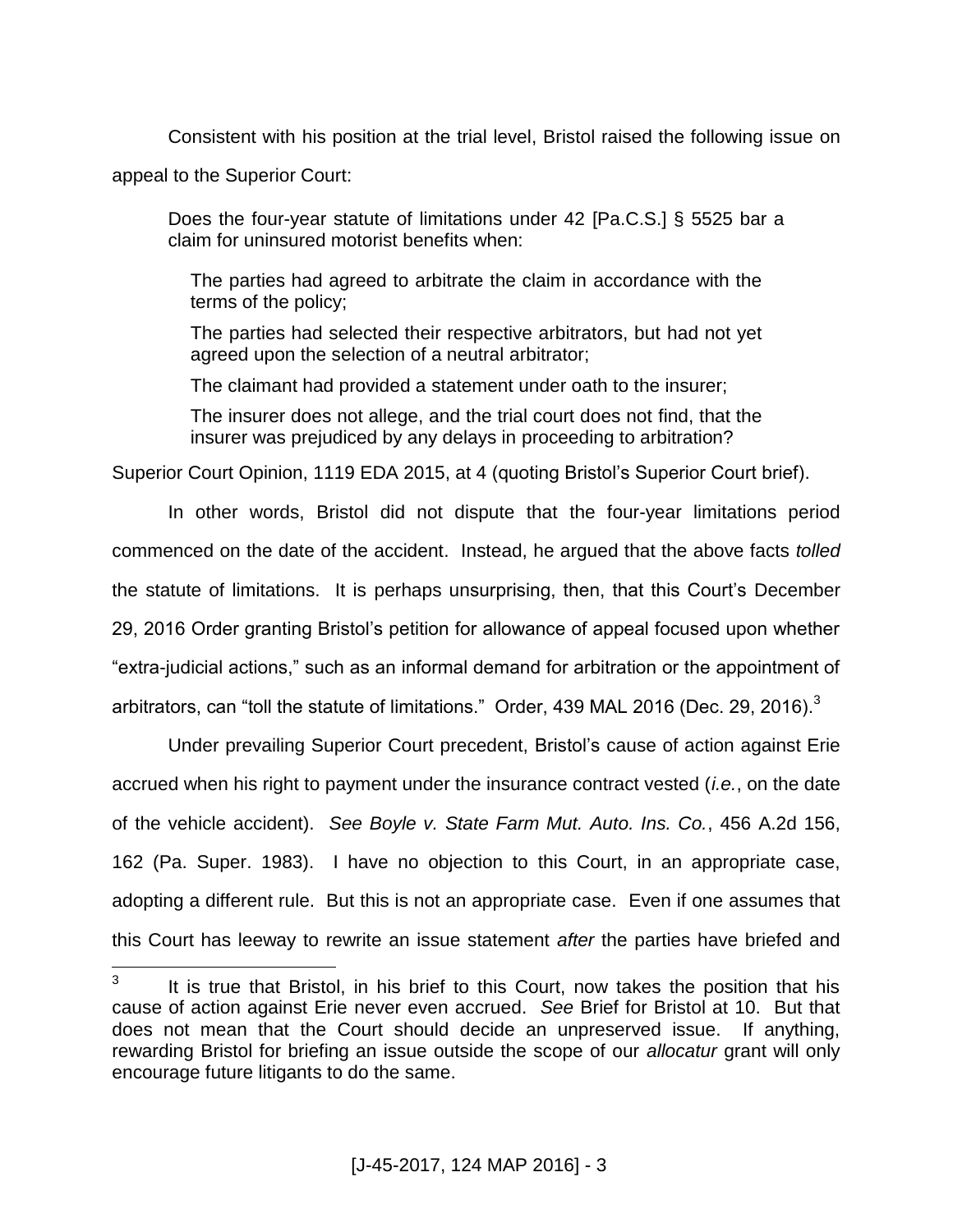Consistent with his position at the trial level, Bristol raised the following issue on appeal to the Superior Court:

> Does the four-year statute of limitations under 42 [Pa.C.S.] § 5525 bar a claim for uninsured motorist benefits when:
>
> The parties had agreed to arbitrate the claim in accordance with the terms of the policy;
>
> The parties had selected their respective arbitrators, but had not yet agreed upon the selection of a neutral arbitrator;
>
> The claimant had provided a statement under oath to the insurer;
>
> The insurer does not allege, and the trial court does not find, that the insurer was prejudiced by any delays in proceeding to arbitration?

Superior Court Opinion, 1119 EDA 2015, at 4 (quoting Bristol's Superior Court brief).

In other words, Bristol did not dispute that the four-year limitations period commenced on the date of the accident. Instead, he argued that the above facts *tolled* the statute of limitations. It is perhaps unsurprising, then, that this Court's December 29, 2016 Order granting Bristol's petition for allowance of appeal focused upon whether "extra-judicial actions," such as an informal demand for arbitration or the appointment of arbitrators, can "toll the statute of limitations." Order, 439 MAL 2016 (Dec. 29, 2016).[3]

Under prevailing Superior Court precedent, Bristol's cause of action against Erie accrued when his right to payment under the insurance contract vested (*i.e.*, on the date of the vehicle accident). *See Boyle v. State Farm Mut. Auto. Ins. Co.*, 456 A.2d 156, 162 (Pa. Super. 1983). I have no objection to this Court, in an appropriate case, adopting a different rule. But this is not an appropriate case. Even if one assumes that this Court has leeway to rewrite an issue statement *after* the parties have briefed and

---

[3] It is true that Bristol, in his brief to this Court, now takes the position that his cause of action against Erie never even accrued. *See* Brief for Bristol at 10. But that does not mean that the Court should decide an unpreserved issue. If anything, rewarding Bristol for briefing an issue outside the scope of our *allocatur* grant will only encourage future litigants to do the same.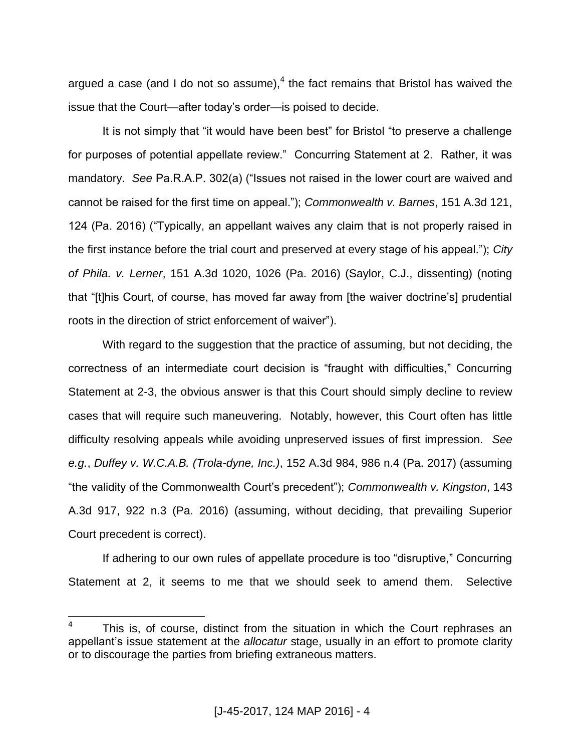argued a case (and I do not so assume),[4] the fact remains that Bristol has waived the issue that the Court—after today's order—is poised to decide.

It is not simply that "it would have been best" for Bristol "to preserve a challenge for purposes of potential appellate review." Concurring Statement at 2. Rather, it was mandatory. *See* Pa.R.A.P. 302(a) ("Issues not raised in the lower court are waived and cannot be raised for the first time on appeal."); *Commonwealth v. Barnes*, 151 A.3d 121, 124 (Pa. 2016) ("Typically, an appellant waives any claim that is not properly raised in the first instance before the trial court and preserved at every stage of his appeal."); *City of Phila. v. Lerner*, 151 A.3d 1020, 1026 (Pa. 2016) (Saylor, C.J., dissenting) (noting that "[t]his Court, of course, has moved far away from [the waiver doctrine's] prudential roots in the direction of strict enforcement of waiver").

With regard to the suggestion that the practice of assuming, but not deciding, the correctness of an intermediate court decision is "fraught with difficulties," Concurring Statement at 2-3, the obvious answer is that this Court should simply decline to review cases that will require such maneuvering. Notably, however, this Court often has little difficulty resolving appeals while avoiding unpreserved issues of first impression. *See e.g.*, *Duffey v. W.C.A.B. (Trola-dyne, Inc.)*, 152 A.3d 984, 986 n.4 (Pa. 2017) (assuming "the validity of the Commonwealth Court's precedent"); *Commonwealth v. Kingston*, 143 A.3d 917, 922 n.3 (Pa. 2016) (assuming, without deciding, that prevailing Superior Court precedent is correct).

If adhering to our own rules of appellate procedure is too "disruptive," Concurring Statement at 2, it seems to me that we should seek to amend them. Selective

---

[4] This is, of course, distinct from the situation in which the Court rephrases an appellant's issue statement at the *allocatur* stage, usually in an effort to promote clarity or to discourage the parties from briefing extraneous matters.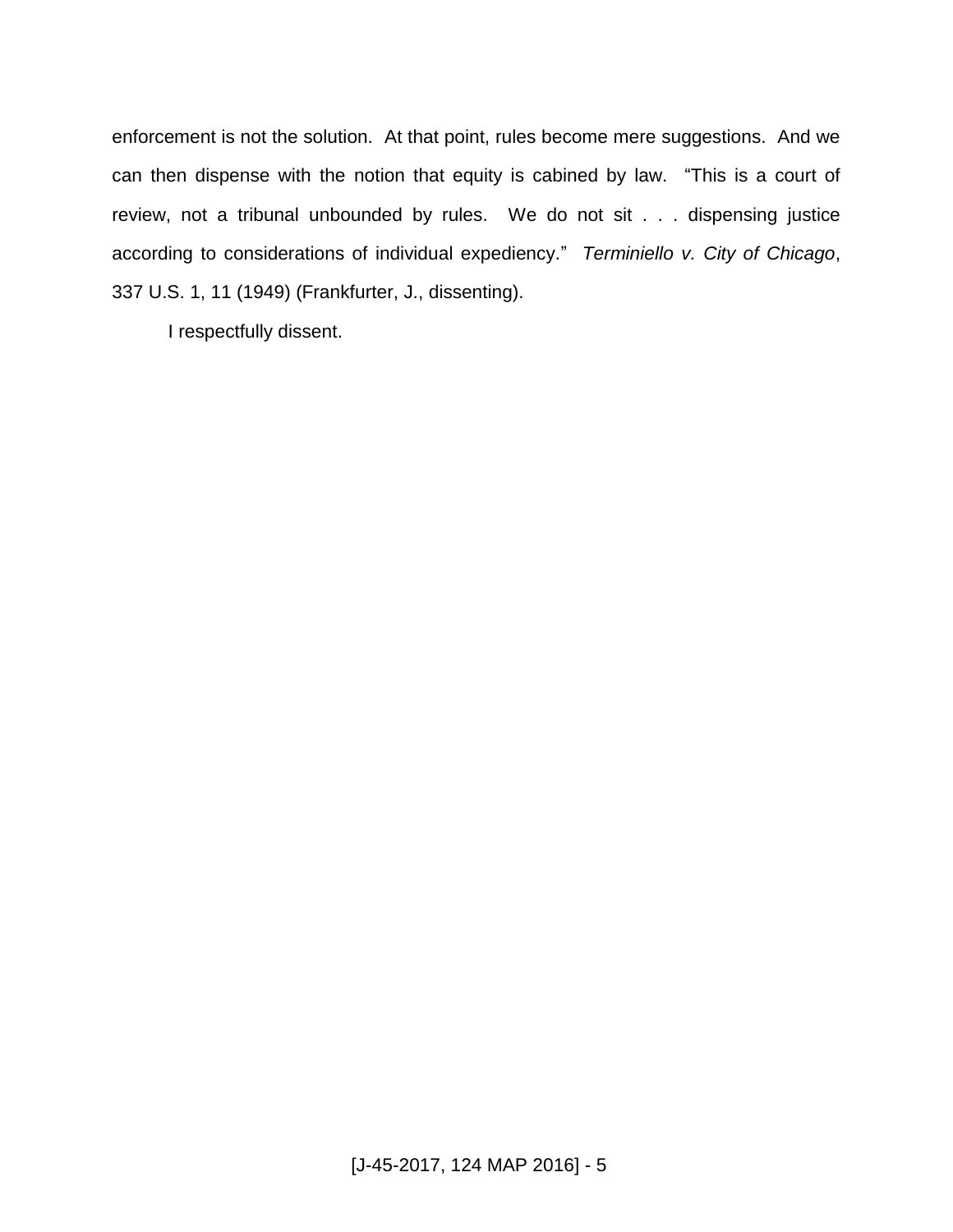enforcement is not the solution. At that point, rules become mere suggestions. And we can then dispense with the notion that equity is cabined by law. "This is a court of review, not a tribunal unbounded by rules. We do not sit . . . dispensing justice according to considerations of individual expediency." *Terminiello v. City of Chicago*, 337 U.S. 1, 11 (1949) (Frankfurter, J., dissenting).

I respectfully dissent.